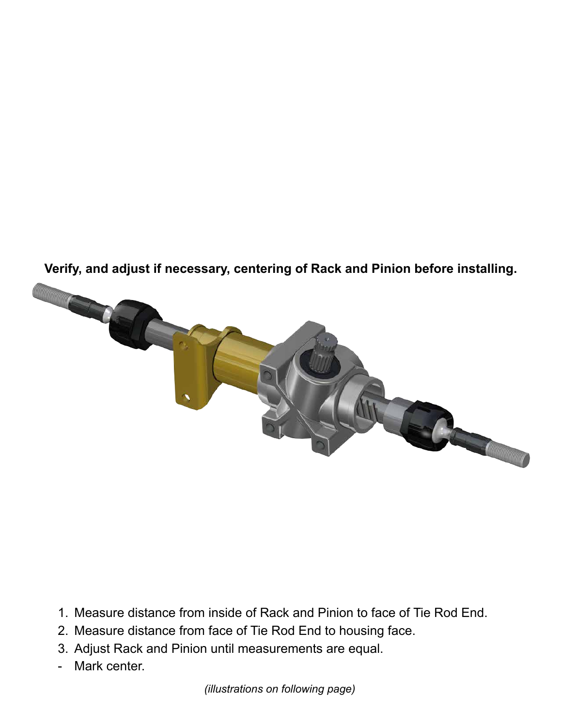**Verify, and adjust if necessary, centering of Rack and Pinion before installing.**

1. Measure distance from inside of Rack and Pinion to face of Tie Rod End.
2. Measure distance from face of Tie Rod End to housing face.
3. Adjust Rack and Pinion until measurements are equal.

- Mark center.

*(illustrations on following page)*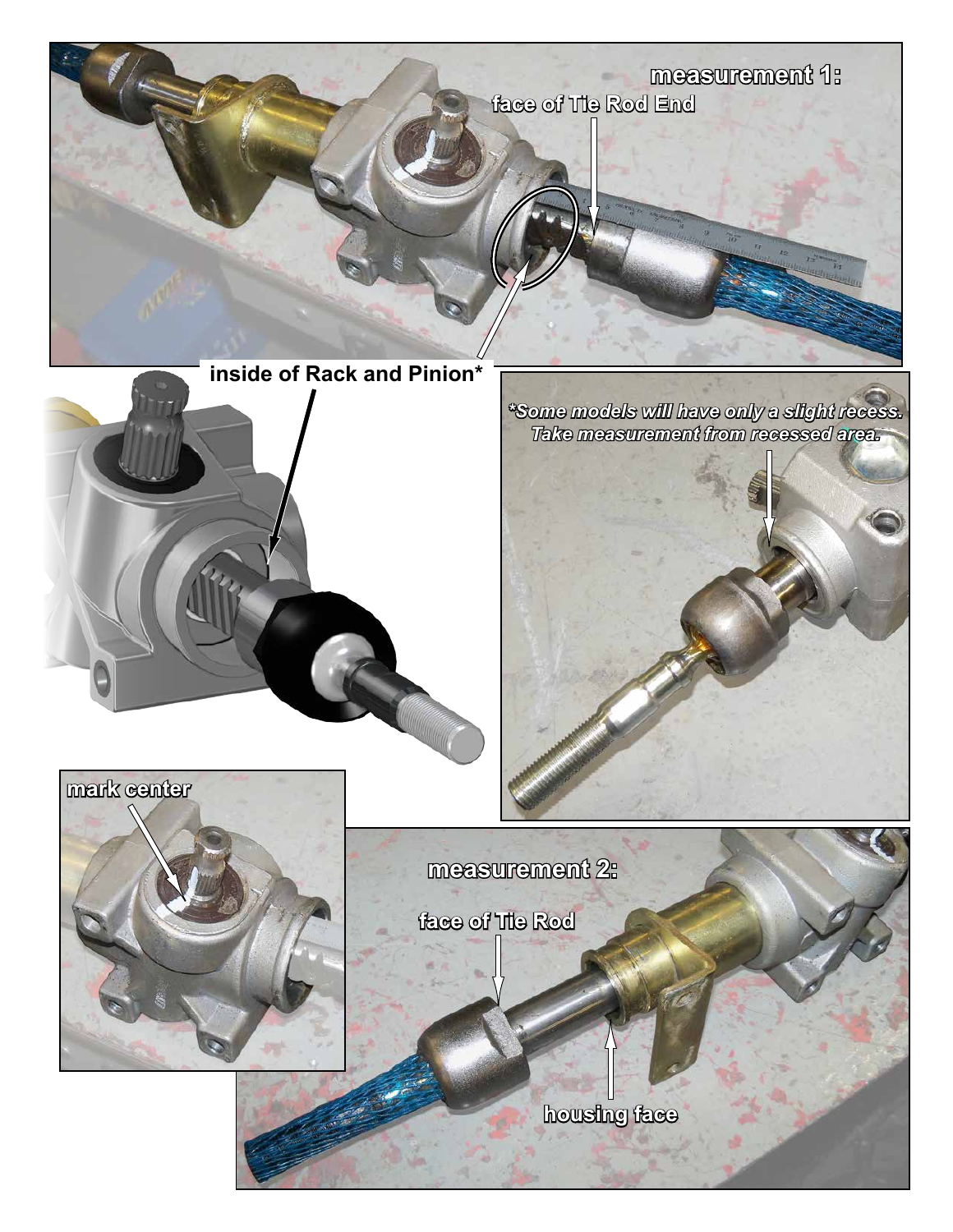measurement 1:

face of Tie Rod End

inside of Rack and Pinion*

*Some models will have only a slight recess. Take measurement from recessed area.

mark center

measurement 2:

face of Tie Rod

housing face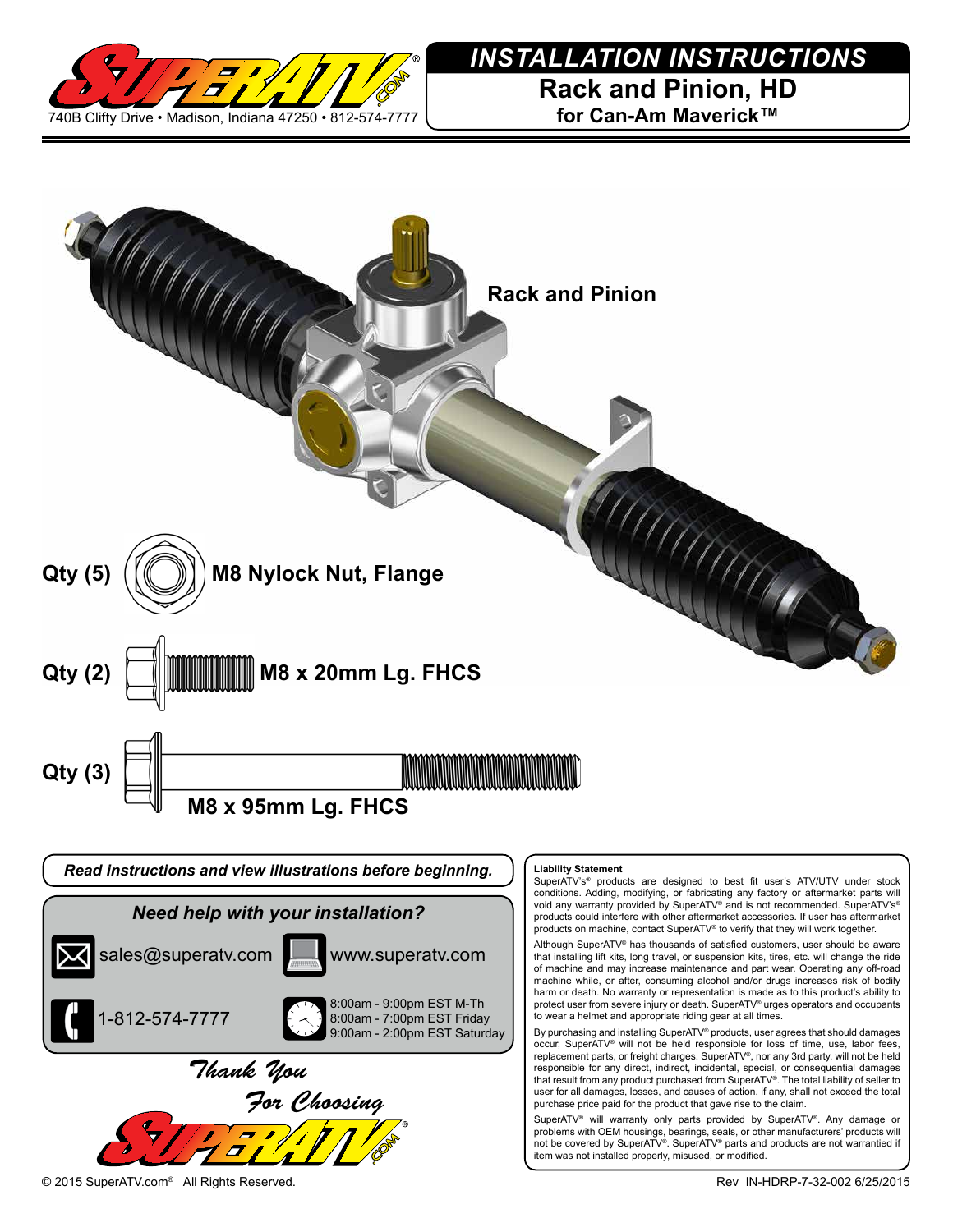740B Clifty Drive • Madison, Indiana 47250 • 812-574-7777

# *INSTALLATION INSTRUCTIONS*

## Rack and Pinion, HD

### for Can-Am Maverick™

**Rack and Pinion**

**Qty (5)** **M8 Nylock Nut, Flange**

**Qty (2)** **M8 x 20mm Lg. FHCS**

**Qty (3)** **M8 x 95mm Lg. FHCS**

***Read instructions and view illustrations before beginning.***

***Need help with your installation?***

sales@superatv.com

www.superatv.com

1-812-574-7777

8:00am - 9:00pm EST M-Th
8:00am - 7:00pm EST Friday
9:00am - 2:00pm EST Saturday

*Thank You For Choosing*

**Liability Statement**

SuperATV's® products are designed to best fit user's ATV/UTV under stock conditions. Adding, modifying, or fabricating any factory or aftermarket parts will void any warranty provided by SuperATV® and is not recommended. SuperATV's® products could interfere with other aftermarket accessories. If user has aftermarket products on machine, contact SuperATV® to verify that they will work together.

Although SuperATV® has thousands of satisfied customers, user should be aware that installing lift kits, long travel, or suspension kits, etc. will change the ride of machine and may increase maintenance and part wear. Operating any off-road machine while, or after, consuming alcohol and/or drugs increases risk of bodily harm or death. No warranty or representation is made as to this product's ability to protect user from severe injury or death. SuperATV® urges operators and occupants to wear a helmet and appropriate riding gear at all times.

By purchasing and installing SuperATV® products, user agrees that should damages occur, SuperATV® will not be held responsible for loss of time, use, labor fees, replacement parts, or freight charges. SuperATV®, nor any 3rd party, will not be held responsible for any direct, indirect, incidental, special, or consequential damages that result from any product purchased from SuperATV®. The total liability of seller to user for all damages, losses, and causes of action, if any, shall not exceed the total purchase price paid for the product that gave rise to the claim.

SuperATV® will warranty only parts provided by SuperATV®. Any damage or problems with OEM housings, bearings, seals, or other manufacturers' products will not be covered by SuperATV®. SuperATV® parts and products are not warrantied if item was not installed properly, misused, or modified.

© 2015 SuperATV.com® All Rights Reserved.

Rev IN-HDRP-7-32-002 6/25/2015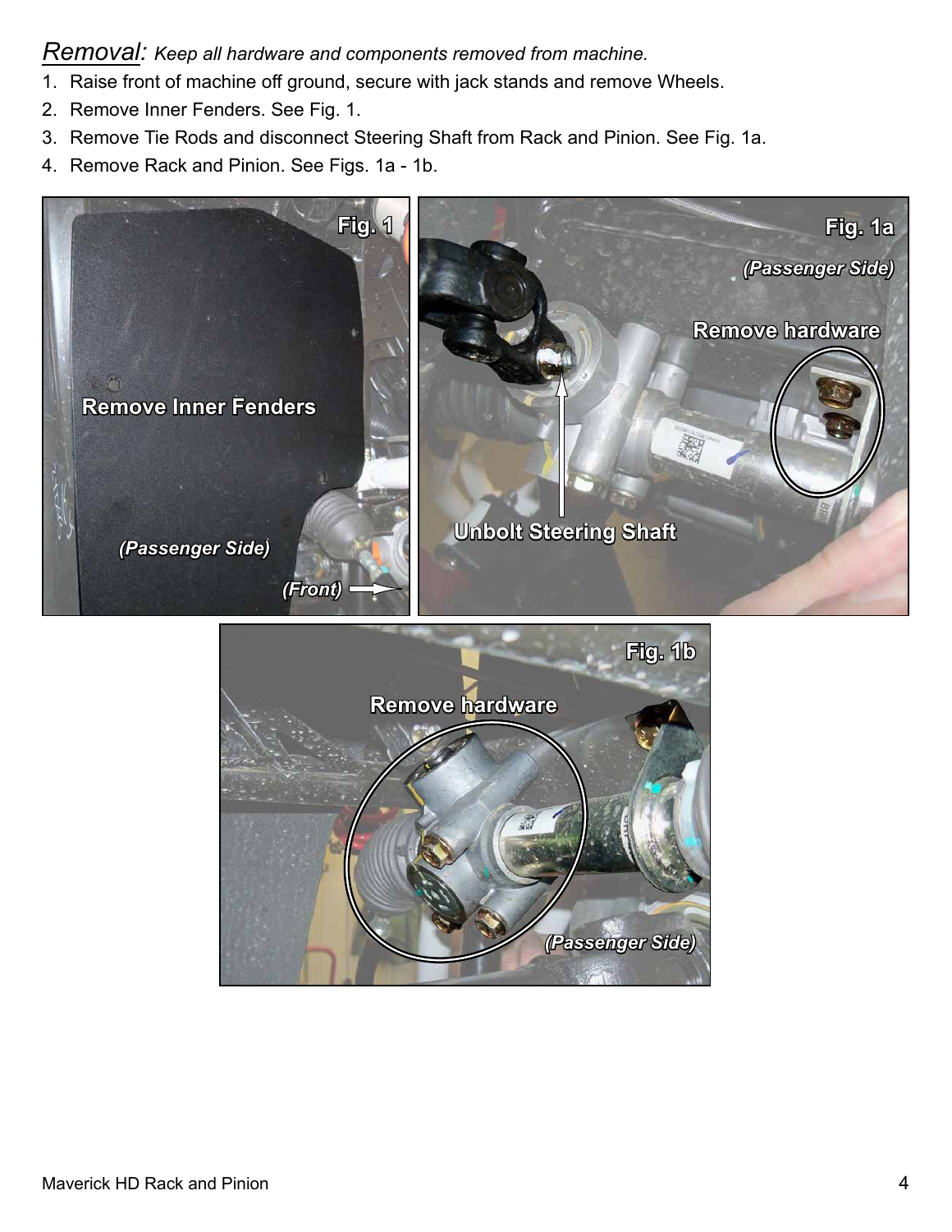*Removal: Keep all hardware and components removed from machine.*

1. Raise front of machine off ground, secure with jack stands and remove Wheels.
2. Remove Inner Fenders. See Fig. 1.
3. Remove Tie Rods and disconnect Steering Shaft from Rack and Pinion. See Fig. 1a.
4. Remove Rack and Pinion. See Figs. 1a - 1b.

**Fig. 1**

Remove Inner Fenders

*(Passenger Side)*

*(Front)*

**Fig. 1a**

*(Passenger Side)*

Remove hardware

Unbolt Steering Shaft

**Fig. 1b**

Remove hardware

*(Passenger Side)*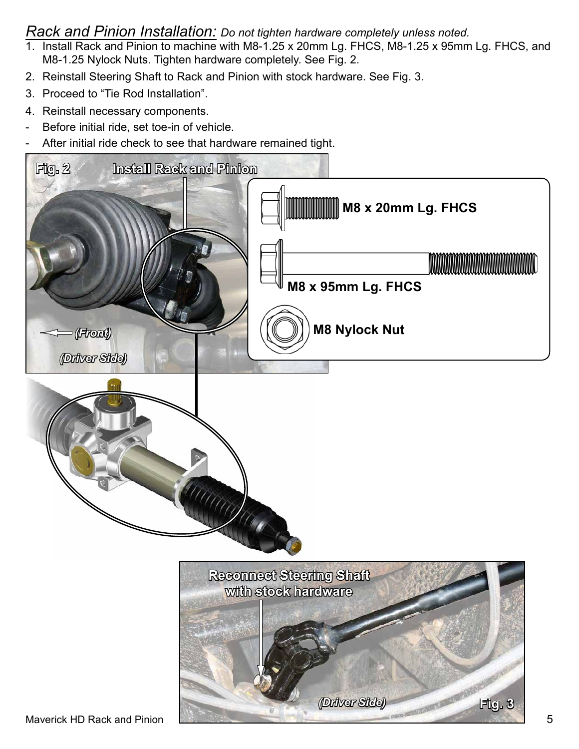## *Rack and Pinion Installation:* *Do not tighten hardware completely unless noted.*

1. Install Rack and Pinion to machine with M8-1.25 x 20mm Lg. FHCS, M8-1.25 x 95mm Lg. FHCS, and M8-1.25 Nylock Nuts. Tighten hardware completely. See Fig. 2.
2. Reinstall Steering Shaft to Rack and Pinion with stock hardware. See Fig. 3.
3. Proceed to “Tie Rod Installation”.
4. Reinstall necessary components.

- Before initial ride, set toe-in of vehicle.
- After initial ride check to see that hardware remained tight.

**Fig. 2** **Install Rack and Pinion**

**M8 x 20mm Lg. FHCS**

**M8 x 95mm Lg. FHCS**

**M8 Nylock Nut**

*(Front)*

*(Driver Side)*

**Reconnect Steering Shaft with stock hardware**

*(Driver Side)*

**Fig. 3**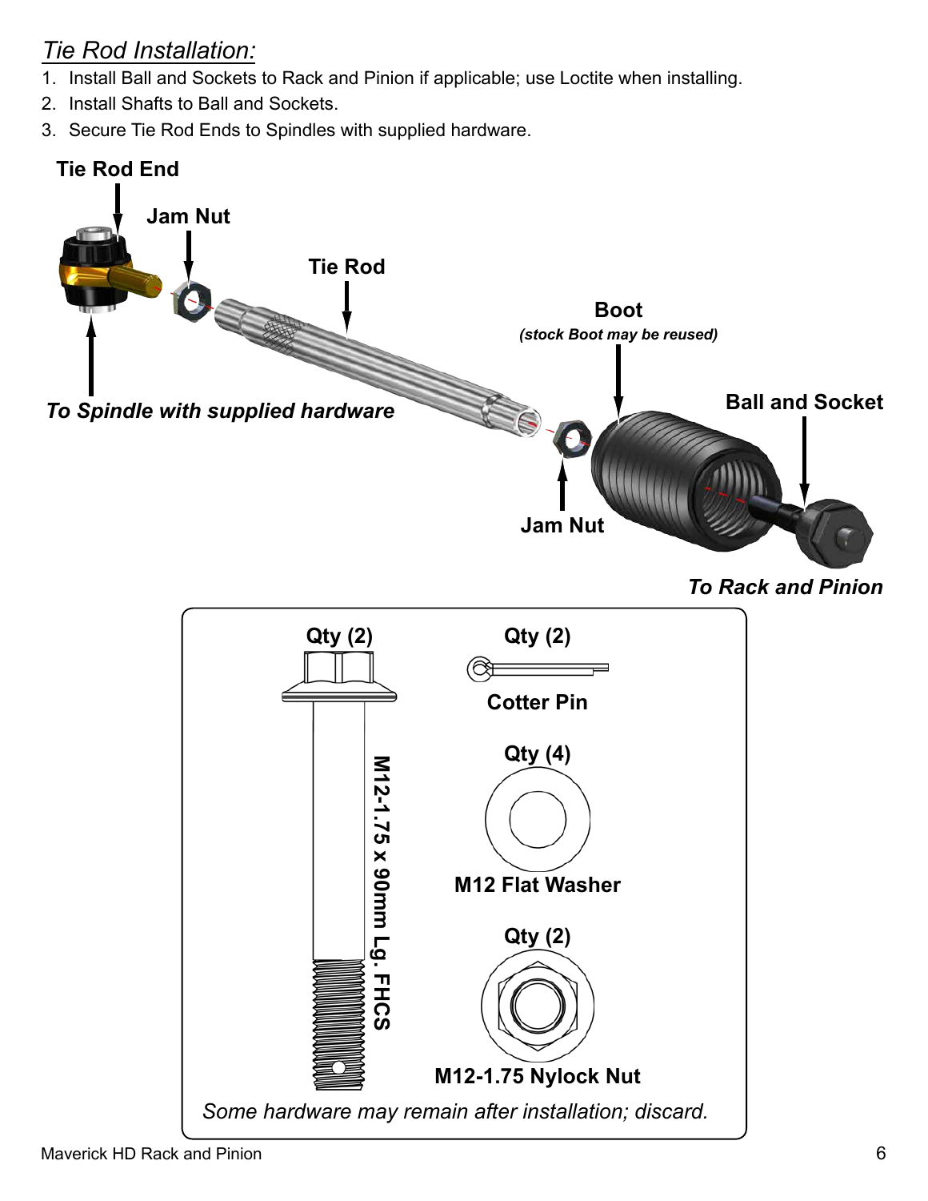## *Tie Rod Installation:*

1. Install Ball and Sockets to Rack and Pinion if applicable; use Loctite when installing.
2. Install Shafts to Ball and Sockets.
3. Secure Tie Rod Ends to Spindles with supplied hardware.

**Tie Rod End**

**Jam Nut**

**Tie Rod**

**Boot**
***(stock Boot may be reused)***

**Ball and Socket**

***To Spindle with supplied hardware***

**Jam Nut**

***To Rack and Pinion***

**Qty (2)**
**M12-1.75 x 90mm Lg. FHCS**

**Qty (2)**
**Cotter Pin**

**Qty (4)**
**M12 Flat Washer**

**Qty (2)**
**M12-1.75 Nylock Nut**

*Some hardware may remain after installation; discard.*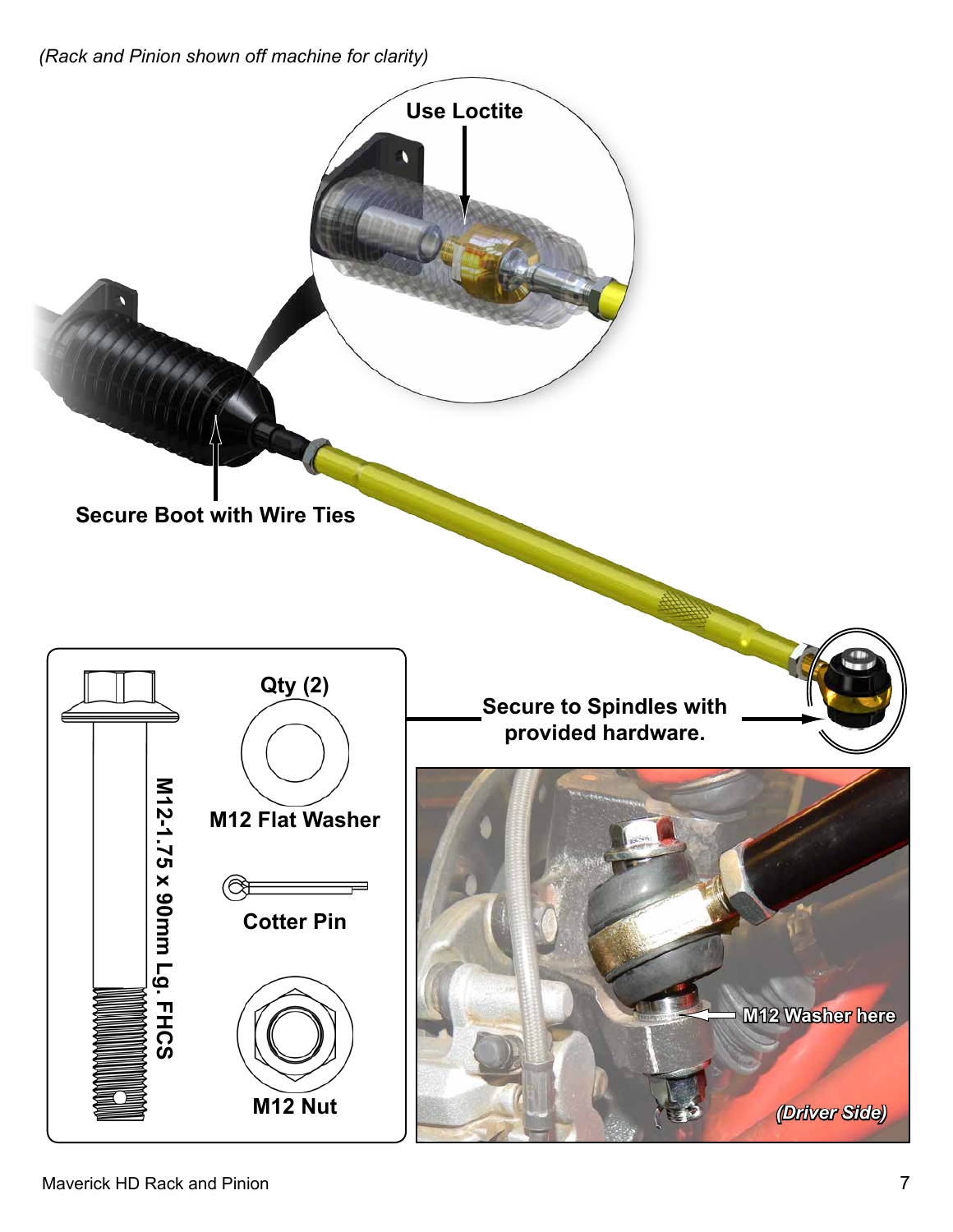*(Rack and Pinion shown off machine for clarity)*

**Use Loctite**

**Secure Boot with Wire Ties**

**Secure to Spindles with provided hardware.**

**M12-1.75 x 90mm Lg. FHCS**

**Qty (2)**

**M12 Flat Washer**

**Cotter Pin**

**M12 Nut**

**M12 Washer here**

***(Driver Side)***